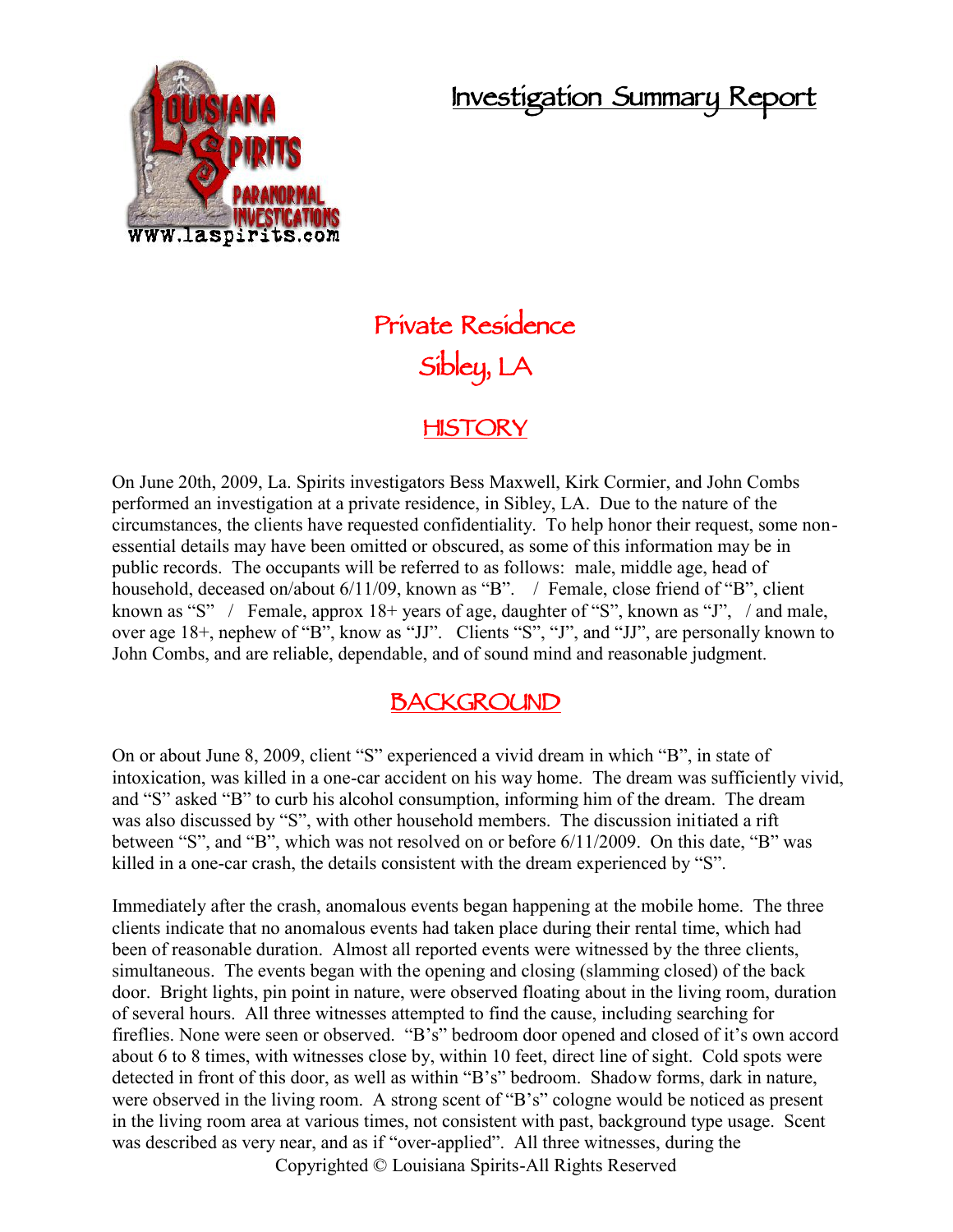# Investigation Summary Report

## Private Residence
## Sibley, LA

## HISTORY

On June 20th, 2009, La. Spirits investigators Bess Maxwell, Kirk Cormier, and John Combs performed an investigation at a private residence, in Sibley, LA. Due to the nature of the circumstances, the clients have requested confidentiality. To help honor their request, some non-essential details may have been omitted or obscured, as some of this information may be in public records. The occupants will be referred to as follows: male, middle age, head of household, deceased on/about 6/11/09, known as "B". / Female, close friend of "B", client known as "S" / Female, approx 18+ years of age, daughter of "S", known as "J", / and male, over age 18+, nephew of "B", know as "JJ". Clients "S", "J", and "JJ", are personally known to John Combs, and are reliable, dependable, and of sound mind and reasonable judgment.

## BACKGROUND

On or about June 8, 2009, client "S" experienced a vivid dream in which "B", in state of intoxication, was killed in a one-car accident on his way home. The dream was sufficiently vivid, and "S" asked "B" to curb his alcohol consumption, informing him of the dream. The dream was also discussed by "S", with other household members. The discussion initiated a rift between "S", and "B", which was not resolved on or before 6/11/2009. On this date, "B" was killed in a one-car crash, the details consistent with the dream experienced by "S".

Immediately after the crash, anomalous events began happening at the mobile home. The three clients indicate that no anomalous events had taken place during their rental time, which had been of reasonable duration. Almost all reported events were witnessed by the three clients, simultaneous. The events began with the opening and closing (slamming closed) of the back door. Bright lights, pin point in nature, were observed floating about in the living room, duration of several hours. All three witnesses attempted to find the cause, including searching for fireflies. None were seen or observed. "B's" bedroom door opened and closed of it's own accord about 6 to 8 times, with witnesses close by, within 10 feet, direct line of sight. Cold spots were detected in front of this door, as well as within "B's" bedroom. Shadow forms, dark in nature, were observed in the living room. A strong scent of "B's" cologne would be noticed as present in the living room area at various times, not consistent with past, background type usage. Scent was described as very near, and as if "over-applied". All three witnesses, during the

Copyrighted © Louisiana Spirits-All Rights Reserved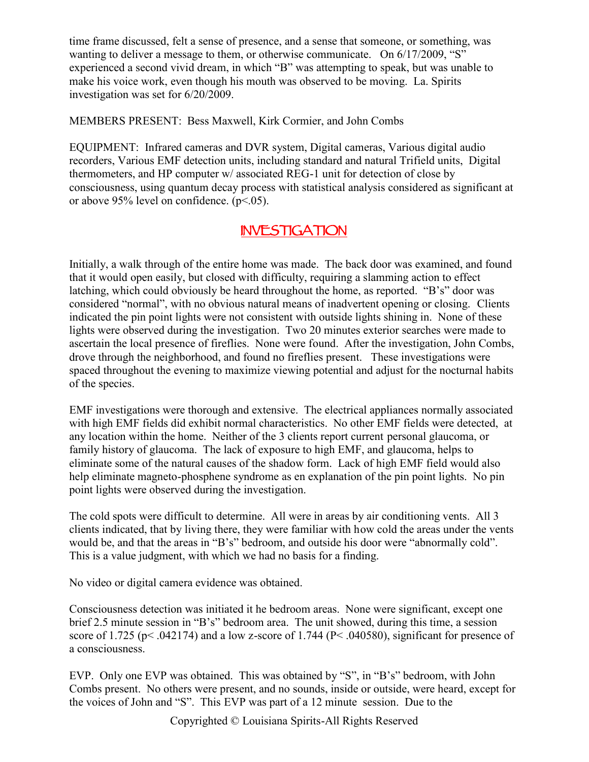time frame discussed, felt a sense of presence, and a sense that someone, or something, was wanting to deliver a message to them, or otherwise communicate. On 6/17/2009, "S" experienced a second vivid dream, in which "B" was attempting to speak, but was unable to make his voice work, even though his mouth was observed to be moving. La. Spirits investigation was set for 6/20/2009.

MEMBERS PRESENT: Bess Maxwell, Kirk Cormier, and John Combs

EQUIPMENT: Infrared cameras and DVR system, Digital cameras, Various digital audio recorders, Various EMF detection units, including standard and natural Trifield units, Digital thermometers, and HP computer w/ associated REG-1 unit for detection of close by consciousness, using quantum decay process with statistical analysis considered as significant at or above 95% level on confidence. ($p<.05$).

## INVESTIGATION

Initially, a walk through of the entire home was made. The back door was examined, and found that it would open easily, but closed with difficulty, requiring a slamming action to effect latching, which could obviously be heard throughout the home, as reported. "B's" door was considered "normal", with no obvious natural means of inadvertent opening or closing. Clients indicated the pin point lights were not consistent with outside lights shining in. None of these lights were observed during the investigation. Two 20 minutes exterior searches were made to ascertain the local presence of fireflies. None were found. After the investigation, John Combs, drove through the neighborhood, and found no fireflies present. These investigations were spaced throughout the evening to maximize viewing potential and adjust for the nocturnal habits of the species.

EMF investigations were thorough and extensive. The electrical appliances normally associated with high EMF fields did exhibit normal characteristics. No other EMF fields were detected, at any location within the home. Neither of the 3 clients report current personal glaucoma, or family history of glaucoma. The lack of exposure to high EMF, and glaucoma, helps to eliminate some of the natural causes of the shadow form. Lack of high EMF field would also help eliminate magneto-phosphene syndrome as en explanation of the pin point lights. No pin point lights were observed during the investigation.

The cold spots were difficult to determine. All were in areas by air conditioning vents. All 3 clients indicated, that by living there, they were familiar with how cold the areas under the vents would be, and that the areas in "B's" bedroom, and outside his door were "abnormally cold". This is a value judgment, with which we had no basis for a finding.

No video or digital camera evidence was obtained.

Consciousness detection was initiated it he bedroom areas. None were significant, except one brief 2.5 minute session in "B's" bedroom area. The unit showed, during this time, a session score of 1.725 ($p< .042174$) and a low z-score of 1.744 ($P< .040580$), significant for presence of a consciousness.

EVP. Only one EVP was obtained. This was obtained by "S", in "B's" bedroom, with John Combs present. No others were present, and no sounds, inside or outside, were heard, except for the voices of John and "S". This EVP was part of a 12 minute session. Due to the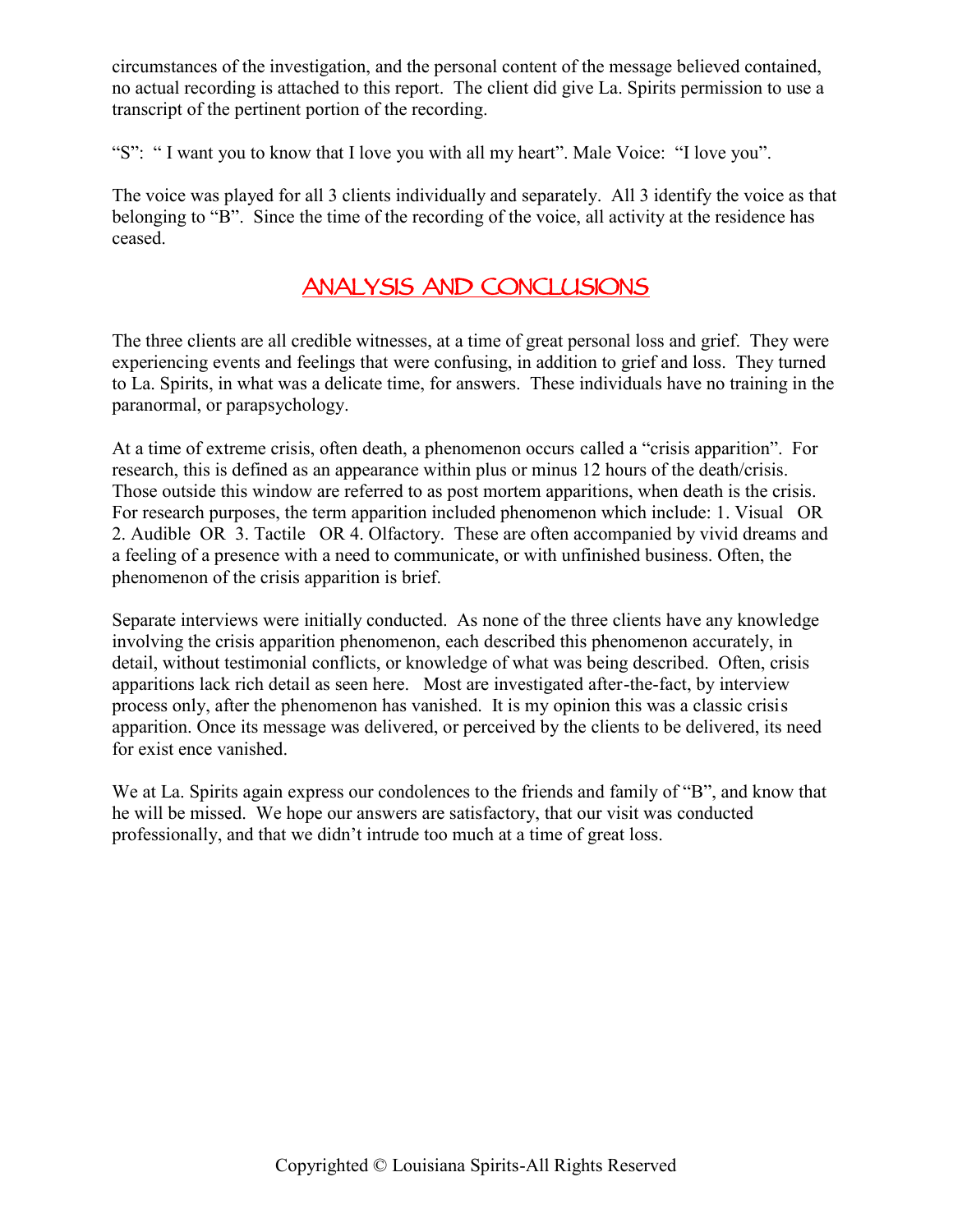circumstances of the investigation, and the personal content of the message believed contained, no actual recording is attached to this report. The client did give La. Spirits permission to use a transcript of the pertinent portion of the recording.

"S": " I want you to know that I love you with all my heart". Male Voice: "I love you".

The voice was played for all 3 clients individually and separately. All 3 identify the voice as that belonging to "B". Since the time of the recording of the voice, all activity at the residence has ceased.

## ANALYSIS AND CONCLUSIONS

The three clients are all credible witnesses, at a time of great personal loss and grief. They were experiencing events and feelings that were confusing, in addition to grief and loss. They turned to La. Spirits, in what was a delicate time, for answers. These individuals have no training in the paranormal, or parapsychology.

At a time of extreme crisis, often death, a phenomenon occurs called a "crisis apparition". For research, this is defined as an appearance within plus or minus 12 hours of the death/crisis. Those outside this window are referred to as post mortem apparitions, when death is the crisis. For research purposes, the term apparition included phenomenon which include: 1. Visual OR 2. Audible OR 3. Tactile OR 4. Olfactory. These are often accompanied by vivid dreams and a feeling of a presence with a need to communicate, or with unfinished business. Often, the phenomenon of the crisis apparition is brief.

Separate interviews were initially conducted. As none of the three clients have any knowledge involving the crisis apparition phenomenon, each described this phenomenon accurately, in detail, without testimonial conflicts, or knowledge of what was being described. Often, crisis apparitions lack rich detail as seen here. Most are investigated after-the-fact, by interview process only, after the phenomenon has vanished. It is my opinion this was a classic crisis apparition. Once its message was delivered, or perceived by the clients to be delivered, its need for exist ence vanished.

We at La. Spirits again express our condolences to the friends and family of "B", and know that he will be missed. We hope our answers are satisfactory, that our visit was conducted professionally, and that we didn't intrude too much at a time of great loss.

Copyrighted © Louisiana Spirits-All Rights Reserved